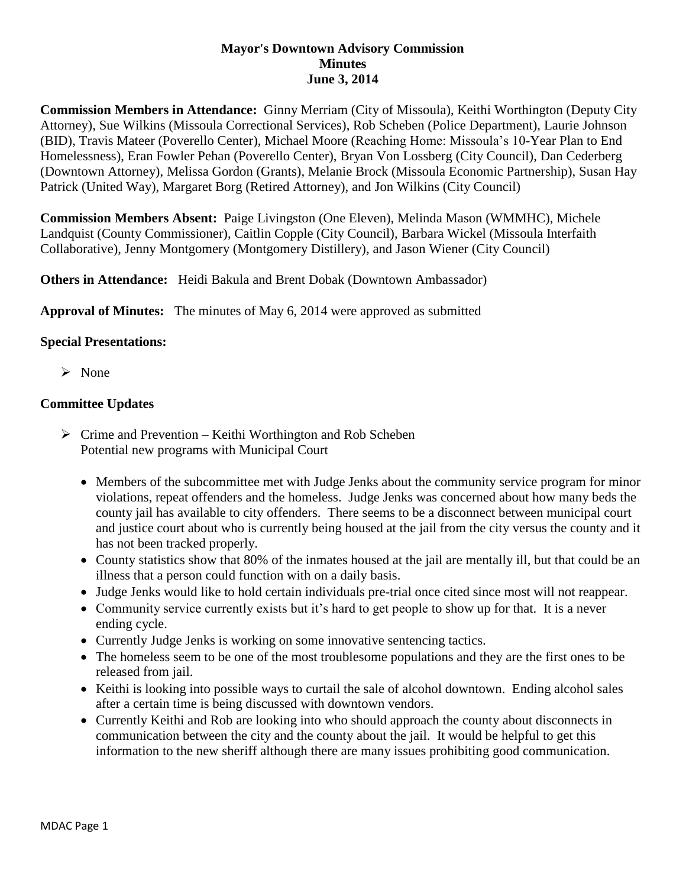**Mayor's Downtown Advisory Commission**
**Minutes**
**June 3, 2014**

**Commission Members in Attendance:** Ginny Merriam (City of Missoula), Keithi Worthington (Deputy City Attorney), Sue Wilkins (Missoula Correctional Services), Rob Scheben (Police Department), Laurie Johnson (BID), Travis Mateer (Poverello Center), Michael Moore (Reaching Home: Missoula's 10-Year Plan to End Homelessness), Eran Fowler Pehan (Poverello Center), Bryan Von Lossberg (City Council), Dan Cederberg (Downtown Attorney), Melissa Gordon (Grants), Melanie Brock (Missoula Economic Partnership), Susan Hay Patrick (United Way), Margaret Borg (Retired Attorney), and Jon Wilkins (City Council)

**Commission Members Absent:** Paige Livingston (One Eleven), Melinda Mason (WMMHC), Michele Landquist (County Commissioner), Caitlin Copple (City Council), Barbara Wickel (Missoula Interfaith Collaborative), Jenny Montgomery (Montgomery Distillery), and Jason Wiener (City Council)

**Others in Attendance:** Heidi Bakula and Brent Dobak (Downtown Ambassador)

**Approval of Minutes:** The minutes of May 6, 2014 were approved as submitted

**Special Presentations:**

- None

**Committee Updates**

- Crime and Prevention – Keithi Worthington and Rob Scheben
  Potential new programs with Municipal Court

  - Members of the subcommittee met with Judge Jenks about the community service program for minor violations, repeat offenders and the homeless. Judge Jenks was concerned about how many beds the county jail has available to city offenders. There seems to be a disconnect between municipal court and justice court about who is currently being housed at the jail from the city versus the county and it has not been tracked properly.
  - County statistics show that 80% of the inmates housed at the jail are mentally ill, but that could be an illness that a person could function with on a daily basis.
  - Judge Jenks would like to hold certain individuals pre-trial once cited since most will not reappear.
  - Community service currently exists but it's hard to get people to show up for that. It is a never ending cycle.
  - Currently Judge Jenks is working on some innovative sentencing tactics.
  - The homeless seem to be one of the most troublesome populations and they are the first ones to be released from jail.
  - Keithi is looking into possible ways to curtail the sale of alcohol downtown. Ending alcohol sales after a certain time is being discussed with downtown vendors.
  - Currently Keithi and Rob are looking into who should approach the county about disconnects in communication between the city and the county about the jail. It would be helpful to get this information to the new sheriff although there are many issues prohibiting good communication.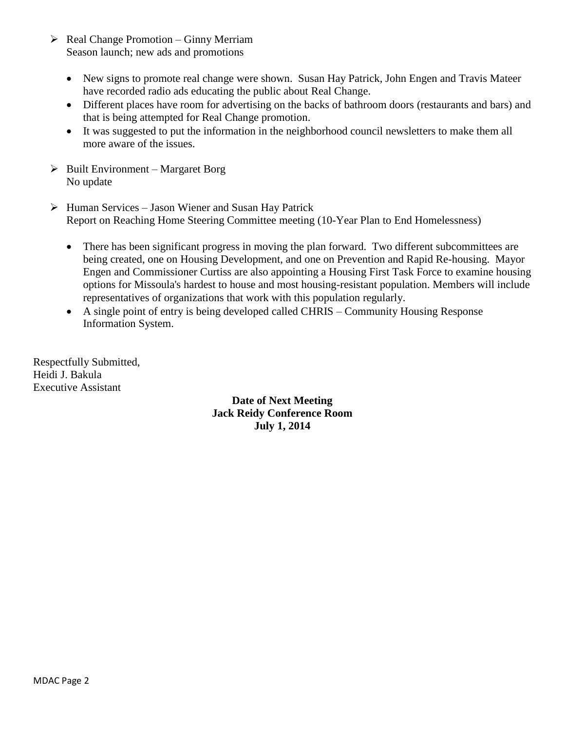- Real Change Promotion – Ginny Merriam
  Season launch; new ads and promotions

  - New signs to promote real change were shown. Susan Hay Patrick, John Engen and Travis Mateer have recorded radio ads educating the public about Real Change.
  - Different places have room for advertising on the backs of bathroom doors (restaurants and bars) and that is being attempted for Real Change promotion.
  - It was suggested to put the information in the neighborhood council newsletters to make them all more aware of the issues.

- Built Environment – Margaret Borg
  No update

- Human Services – Jason Wiener and Susan Hay Patrick
  Report on Reaching Home Steering Committee meeting (10-Year Plan to End Homelessness)

  - There has been significant progress in moving the plan forward. Two different subcommittees are being created, one on Housing Development, and one on Prevention and Rapid Re-housing. Mayor Engen and Commissioner Curtiss are also appointing a Housing First Task Force to examine housing options for Missoula's hardest to house and most housing-resistant population. Members will include representatives of organizations that work with this population regularly.
  - A single point of entry is being developed called CHRIS – Community Housing Response Information System.

Respectfully Submitted,
Heidi J. Bakula
Executive Assistant

**Date of Next Meeting**
**Jack Reidy Conference Room**
**July 1, 2014**